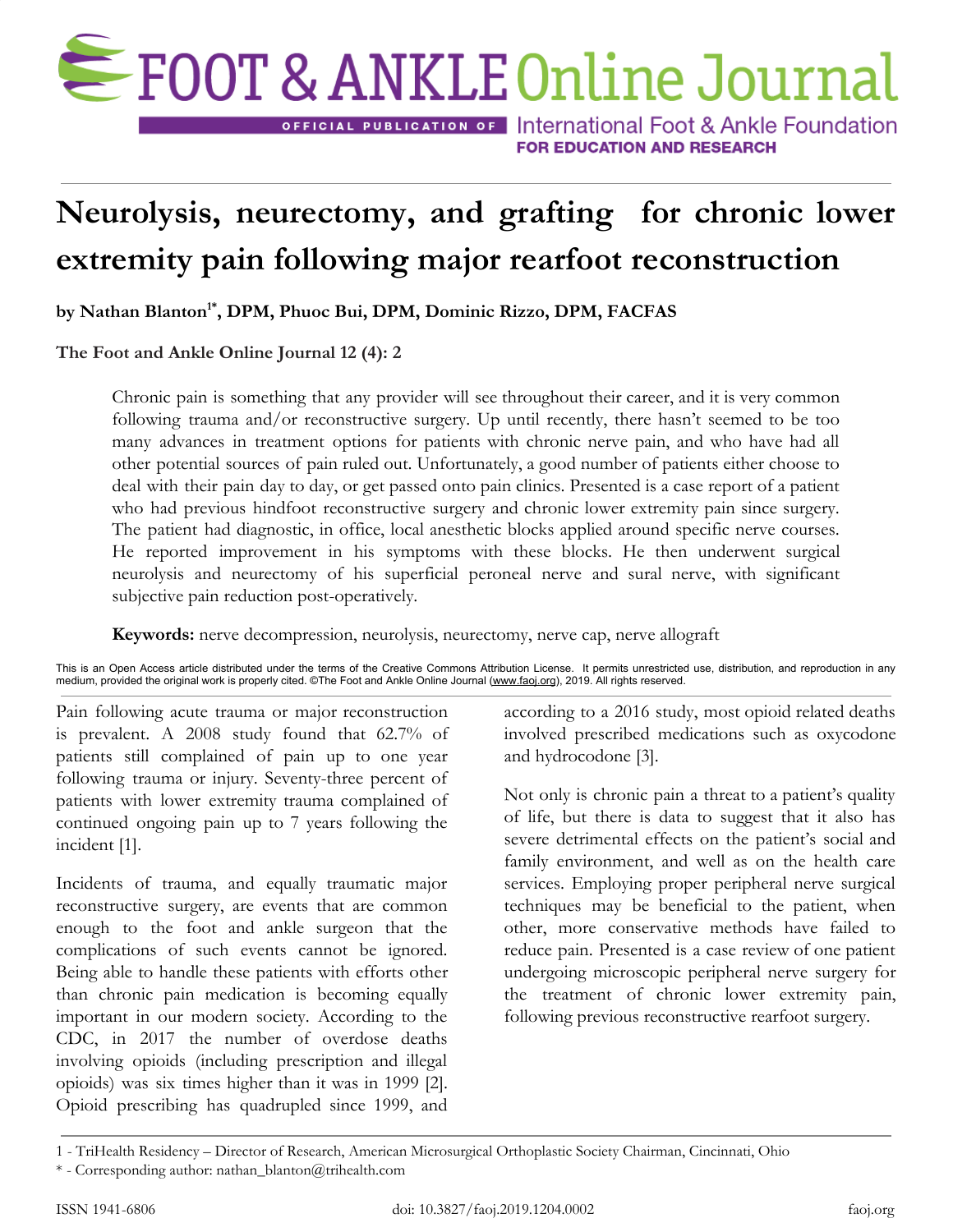# Neurolysis, neurectomy, and grafting for chronic lower extremity pain following major rearfoot reconstruction

**by Nathan Blanton[1*], DPM, Phuoc Bui, DPM, Dominic Rizzo, DPM, FACFAS**

**The Foot and Ankle Online Journal 12 (4): 2**

Chronic pain is something that any provider will see throughout their career, and it is very common following trauma and/or reconstructive surgery. Up until recently, there hasn't seemed to be too many advances in treatment options for patients with chronic nerve pain, and who have had all other potential sources of pain ruled out. Unfortunately, a good number of patients either choose to deal with their pain day to day, or get passed onto pain clinics. Presented is a case report of a patient who had previous hindfoot reconstructive surgery and chronic lower extremity pain since surgery. The patient had diagnostic, in office, local anesthetic blocks applied around specific nerve courses. He reported improvement in his symptoms with these blocks. He then underwent surgical neurolysis and neurectomy of his superficial peroneal nerve and sural nerve, with significant subjective pain reduction post-operatively.

**Keywords:** nerve decompression, neurolysis, neurectomy, nerve cap, nerve allograft

This is an Open Access article distributed under the terms of the Creative Commons Attribution License. It permits unrestricted use, distribution, and reproduction in any medium, provided the original work is properly cited. ©The Foot and Ankle Online Journal (www.faoj.org), 2019. All rights reserved.

Pain following acute trauma or major reconstruction is prevalent. A 2008 study found that 62.7% of patients still complained of pain up to one year following trauma or injury. Seventy-three percent of patients with lower extremity trauma complained of continued ongoing pain up to 7 years following the incident [1].

Incidents of trauma, and equally traumatic major reconstructive surgery, are events that are common enough to the foot and ankle surgeon that the complications of such events cannot be ignored. Being able to handle these patients with efforts other than chronic pain medication is becoming equally important in our modern society. According to the CDC, in 2017 the number of overdose deaths involving opioids (including prescription and illegal opioids) was six times higher than it was in 1999 [2]. Opioid prescribing has quadrupled since 1999, and according to a 2016 study, most opioid related deaths involved prescribed medications such as oxycodone and hydrocodone [3].

Not only is chronic pain a threat to a patient's quality of life, but there is data to suggest that it also has severe detrimental effects on the patient's social and family environment, and well as on the health care services. Employing proper peripheral nerve surgical techniques may be beneficial to the patient, when other, more conservative methods have failed to reduce pain. Presented is a case review of one patient undergoing microscopic peripheral nerve surgery for the treatment of chronic lower extremity pain, following previous reconstructive rearfoot surgery.

1 - TriHealth Residency – Director of Research, American Microsurgical Orthoplastic Society Chairman, Cincinnati, Ohio

\* - Corresponding author: nathan_blanton@trihealth.com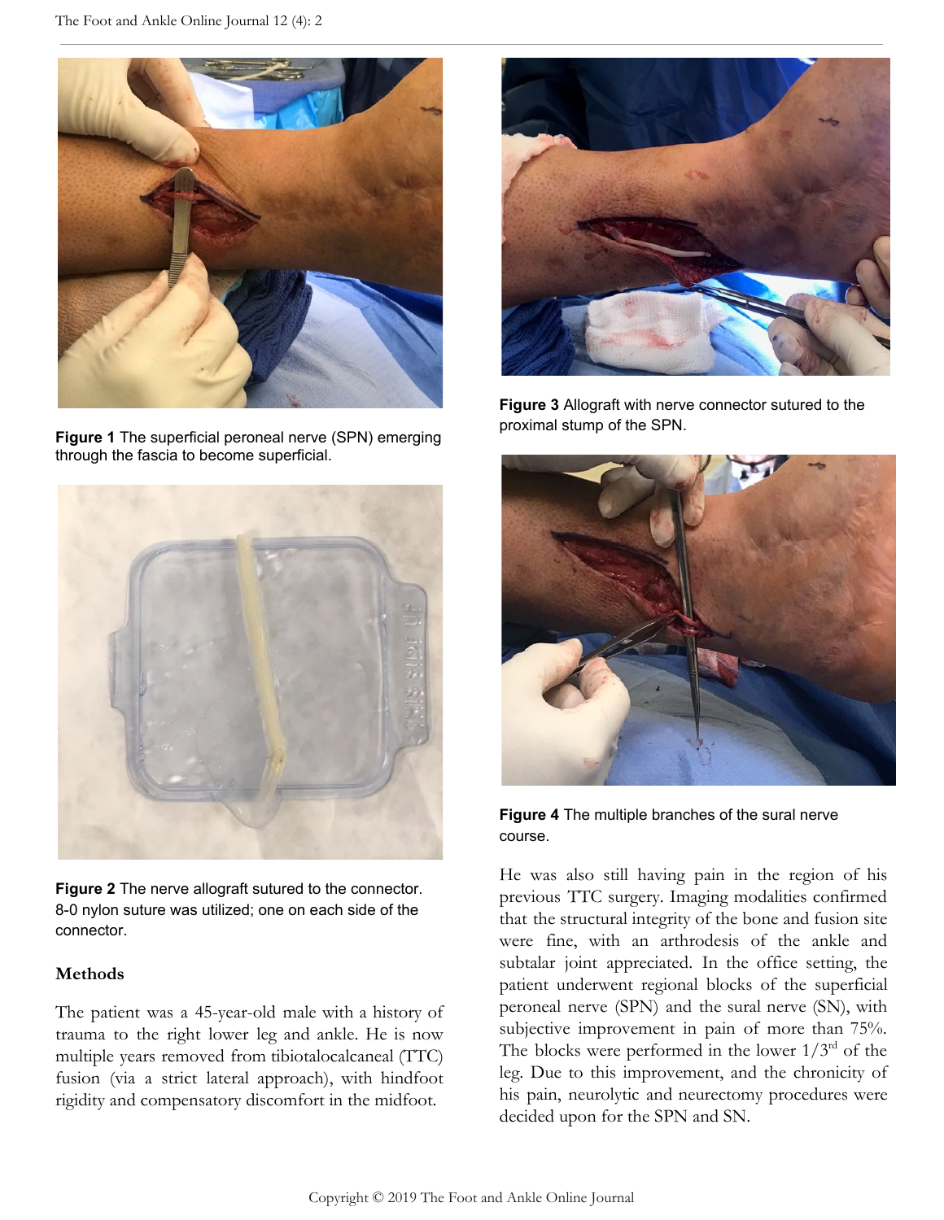Figure 1 The superficial peroneal nerve (SPN) emerging through the fascia to become superficial.

Figure 2 The nerve allograft sutured to the connector. 8-0 nylon suture was utilized; one on each side of the connector.

## Methods

The patient was a 45-year-old male with a history of trauma to the right lower leg and ankle. He is now multiple years removed from tibiotalocalcaneal (TTC) fusion (via a strict lateral approach), with hindfoot rigidity and compensatory discomfort in the midfoot.

Figure 3 Allograft with nerve connector sutured to the proximal stump of the SPN.

Figure 4 The multiple branches of the sural nerve course.

He was also still having pain in the region of his previous TTC surgery. Imaging modalities confirmed that the structural integrity of the bone and fusion site were fine, with an arthrodesis of the ankle and subtalar joint appreciated. In the office setting, the patient underwent regional blocks of the superficial peroneal nerve (SPN) and the sural nerve (SN), with subjective improvement in pain of more than 75%. The blocks were performed in the lower 1/3rd of the leg. Due to this improvement, and the chronicity of his pain, neurolytic and neurectomy procedures were decided upon for the SPN and SN.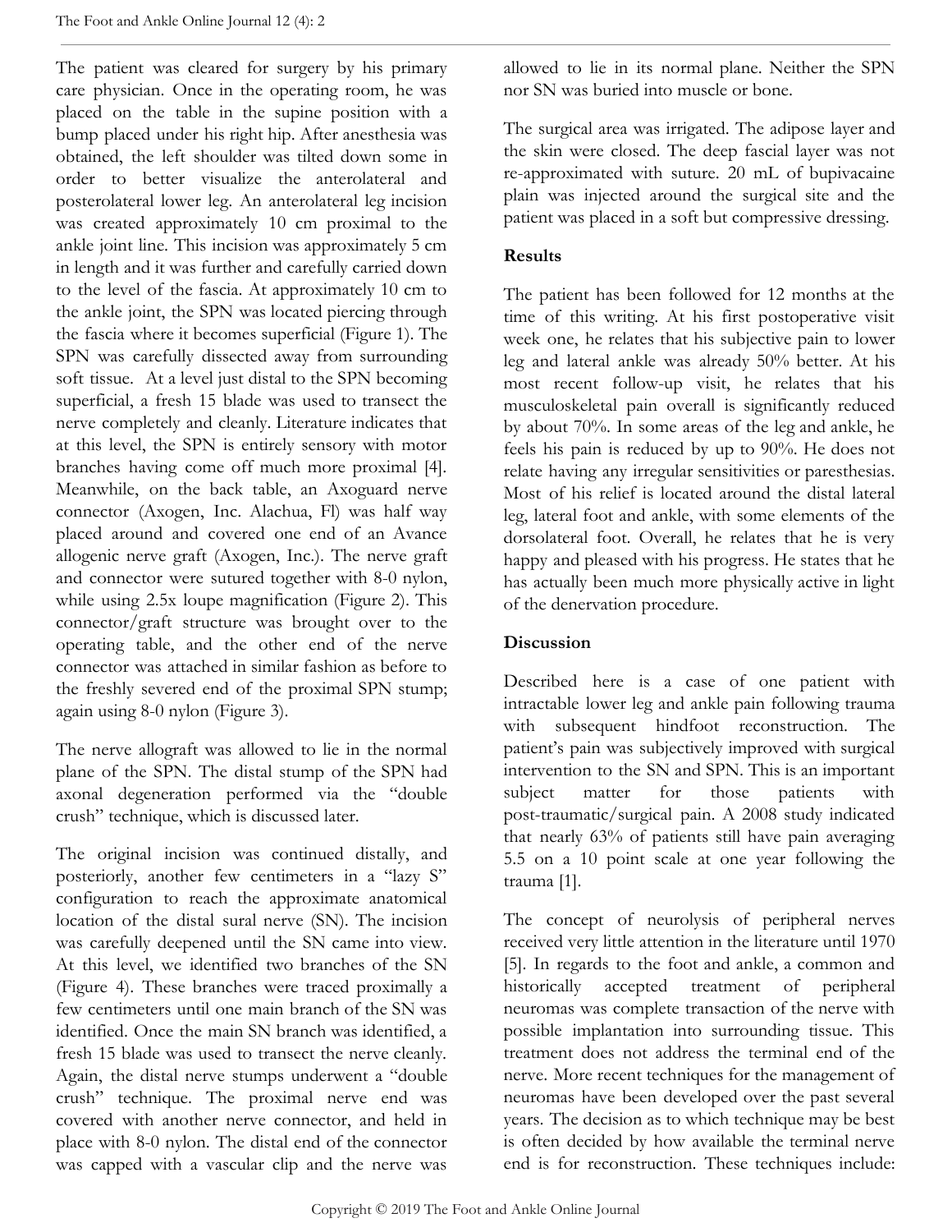The patient was cleared for surgery by his primary care physician. Once in the operating room, he was placed on the table in the supine position with a bump placed under his right hip. After anesthesia was obtained, the left shoulder was tilted down some in order to better visualize the anterolateral and posterolateral lower leg. An anterolateral leg incision was created approximately 10 cm proximal to the ankle joint line. This incision was approximately 5 cm in length and it was further and carefully carried down to the level of the fascia. At approximately 10 cm to the ankle joint, the SPN was located piercing through the fascia where it becomes superficial (Figure 1). The SPN was carefully dissected away from surrounding soft tissue. At a level just distal to the SPN becoming superficial, a fresh 15 blade was used to transect the nerve completely and cleanly. Literature indicates that at this level, the SPN is entirely sensory with motor branches having come off much more proximal [4]. Meanwhile, on the back table, an Axoguard nerve connector (Axogen, Inc. Alachua, Fl) was half way placed around and covered one end of an Avance allogenic nerve graft (Axogen, Inc.). The nerve graft and connector were sutured together with 8-0 nylon, while using 2.5x loupe magnification (Figure 2). This connector/graft structure was brought over to the operating table, and the other end of the nerve connector was attached in similar fashion as before to the freshly severed end of the proximal SPN stump; again using 8-0 nylon (Figure 3).

The nerve allograft was allowed to lie in the normal plane of the SPN. The distal stump of the SPN had axonal degeneration performed via the "double crush" technique, which is discussed later.

The original incision was continued distally, and posteriorly, another few centimeters in a "lazy S" configuration to reach the approximate anatomical location of the distal sural nerve (SN). The incision was carefully deepened until the SN came into view. At this level, we identified two branches of the SN (Figure 4). These branches were traced proximally a few centimeters until one main branch of the SN was identified. Once the main SN branch was identified, a fresh 15 blade was used to transect the nerve cleanly. Again, the distal nerve stumps underwent a "double crush" technique. The proximal nerve end was covered with another nerve connector, and held in place with 8-0 nylon. The distal end of the connector was capped with a vascular clip and the nerve was allowed to lie in its normal plane. Neither the SPN nor SN was buried into muscle or bone.

The surgical area was irrigated. The adipose layer and the skin were closed. The deep fascial layer was not re-approximated with suture. 20 mL of bupivacaine plain was injected around the surgical site and the patient was placed in a soft but compressive dressing.

## Results

The patient has been followed for 12 months at the time of this writing. At his first postoperative visit week one, he relates that his subjective pain to lower leg and lateral ankle was already 50% better. At his most recent follow-up visit, he relates that his musculoskeletal pain overall is significantly reduced by about 70%. In some areas of the leg and ankle, he feels his pain is reduced by up to 90%. He does not relate having any irregular sensitivities or paresthesias. Most of his relief is located around the distal lateral leg, lateral foot and ankle, with some elements of the dorsolateral foot. Overall, he relates that he is very happy and pleased with his progress. He states that he has actually been much more physically active in light of the denervation procedure.

## Discussion

Described here is a case of one patient with intractable lower leg and ankle pain following trauma with subsequent hindfoot reconstruction. The patient's pain was subjectively improved with surgical intervention to the SN and SPN. This is an important subject matter for those patients with post-traumatic/surgical pain. A 2008 study indicated that nearly 63% of patients still have pain averaging 5.5 on a 10 point scale at one year following the trauma [1].

The concept of neurolysis of peripheral nerves received very little attention in the literature until 1970 [5]. In regards to the foot and ankle, a common and historically accepted treatment of peripheral neuromas was complete transaction of the nerve with possible implantation into surrounding tissue. This treatment does not address the terminal end of the nerve. More recent techniques for the management of neuromas have been developed over the past several years. The decision as to which technique may be best is often decided by how available the terminal nerve end is for reconstruction. These techniques include: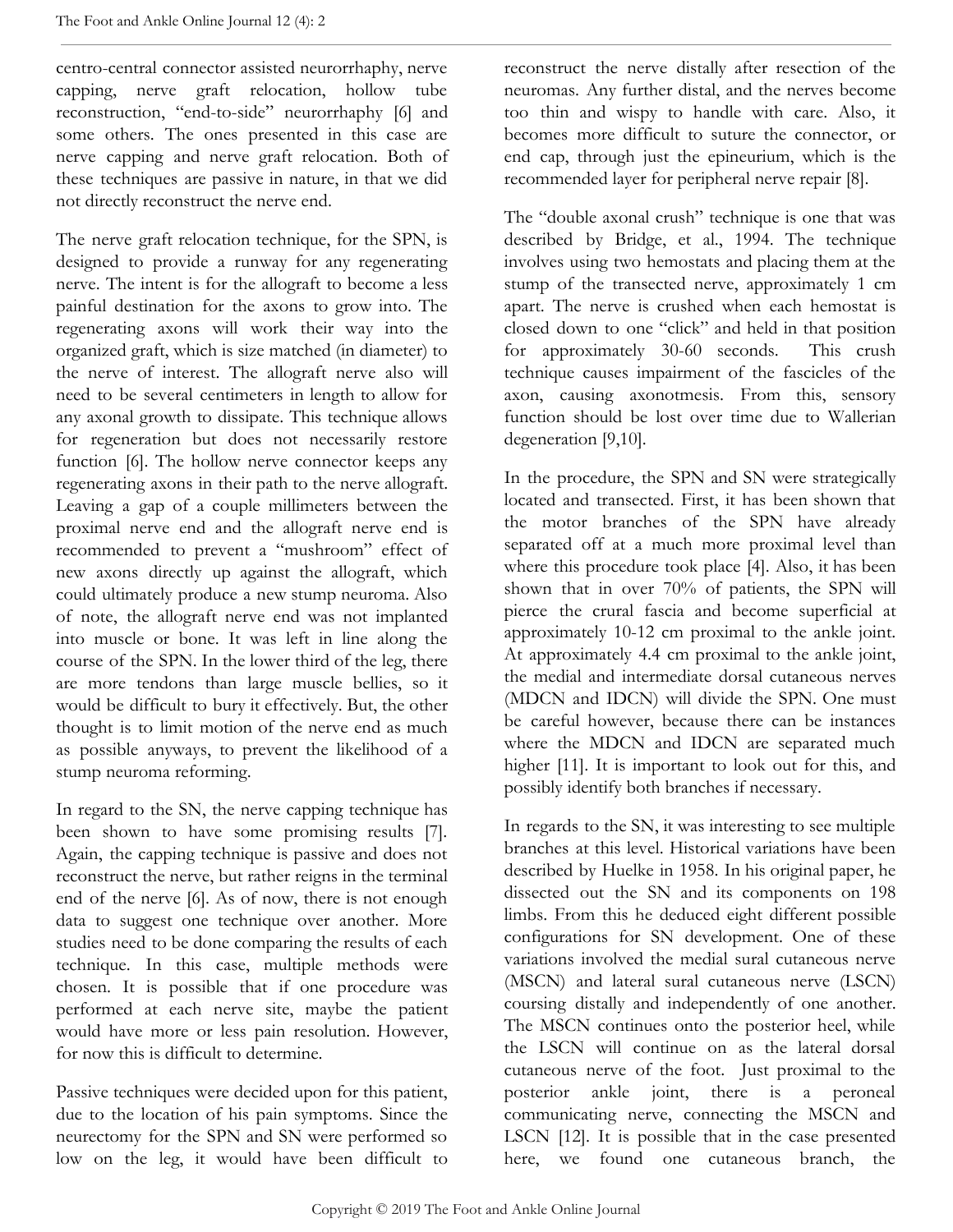centro-central connector assisted neurorrhaphy, nerve capping, nerve graft relocation, hollow tube reconstruction, "end-to-side" neurorrhaphy [6] and some others. The ones presented in this case are nerve capping and nerve graft relocation. Both of these techniques are passive in nature, in that we did not directly reconstruct the nerve end.

The nerve graft relocation technique, for the SPN, is designed to provide a runway for any regenerating nerve. The intent is for the allograft to become a less painful destination for the axons to grow into. The regenerating axons will work their way into the organized graft, which is size matched (in diameter) to the nerve of interest. The allograft nerve also will need to be several centimeters in length to allow for any axonal growth to dissipate. This technique allows for regeneration but does not necessarily restore function [6]. The hollow nerve connector keeps any regenerating axons in their path to the nerve allograft. Leaving a gap of a couple millimeters between the proximal nerve end and the allograft nerve end is recommended to prevent a "mushroom" effect of new axons directly up against the allograft, which could ultimately produce a new stump neuroma. Also of note, the allograft nerve end was not implanted into muscle or bone. It was left in line along the course of the SPN. In the lower third of the leg, there are more tendons than large muscle bellies, so it would be difficult to bury it effectively. But, the other thought is to limit motion of the nerve end as much as possible anyways, to prevent the likelihood of a stump neuroma reforming.

In regard to the SN, the nerve capping technique has been shown to have some promising results [7]. Again, the capping technique is passive and does not reconstruct the nerve, but rather reigns in the terminal end of the nerve [6]. As of now, there is not enough data to suggest one technique over another. More studies need to be done comparing the results of each technique. In this case, multiple methods were chosen. It is possible that if one procedure was performed at each nerve site, maybe the patient would have more or less pain resolution. However, for now this is difficult to determine.

Passive techniques were decided upon for this patient, due to the location of his pain symptoms. Since the neurectomy for the SPN and SN were performed so low on the leg, it would have been difficult to reconstruct the nerve distally after resection of the neuromas. Any further distal, and the nerves become too thin and wispy to handle with care. Also, it becomes more difficult to suture the connector, or end cap, through just the epineurium, which is the recommended layer for peripheral nerve repair [8].

The "double axonal crush" technique is one that was described by Bridge, et al., 1994. The technique involves using two hemostats and placing them at the stump of the transected nerve, approximately 1 cm apart. The nerve is crushed when each hemostat is closed down to one "click" and held in that position for approximately 30-60 seconds. This crush technique causes impairment of the fascicles of the axon, causing axonotmesis. From this, sensory function should be lost over time due to Wallerian degeneration [9,10].

In the procedure, the SPN and SN were strategically located and transected. First, it has been shown that the motor branches of the SPN have already separated off at a much more proximal level than where this procedure took place [4]. Also, it has been shown that in over 70% of patients, the SPN will pierce the crural fascia and become superficial at approximately 10-12 cm proximal to the ankle joint. At approximately 4.4 cm proximal to the ankle joint, the medial and intermediate dorsal cutaneous nerves (MDCN and IDCN) will divide the SPN. One must be careful however, because there can be instances where the MDCN and IDCN are separated much higher [11]. It is important to look out for this, and possibly identify both branches if necessary.

In regards to the SN, it was interesting to see multiple branches at this level. Historical variations have been described by Huelke in 1958. In his original paper, he dissected out the SN and its components on 198 limbs. From this he deduced eight different possible configurations for SN development. One of these variations involved the medial sural cutaneous nerve (MSCN) and lateral sural cutaneous nerve (LSCN) coursing distally and independently of one another. The MSCN continues onto the posterior heel, while the LSCN will continue on as the lateral dorsal cutaneous nerve of the foot. Just proximal to the posterior ankle joint, there is a peroneal communicating nerve, connecting the MSCN and LSCN [12]. It is possible that in the case presented here, we found one cutaneous branch, the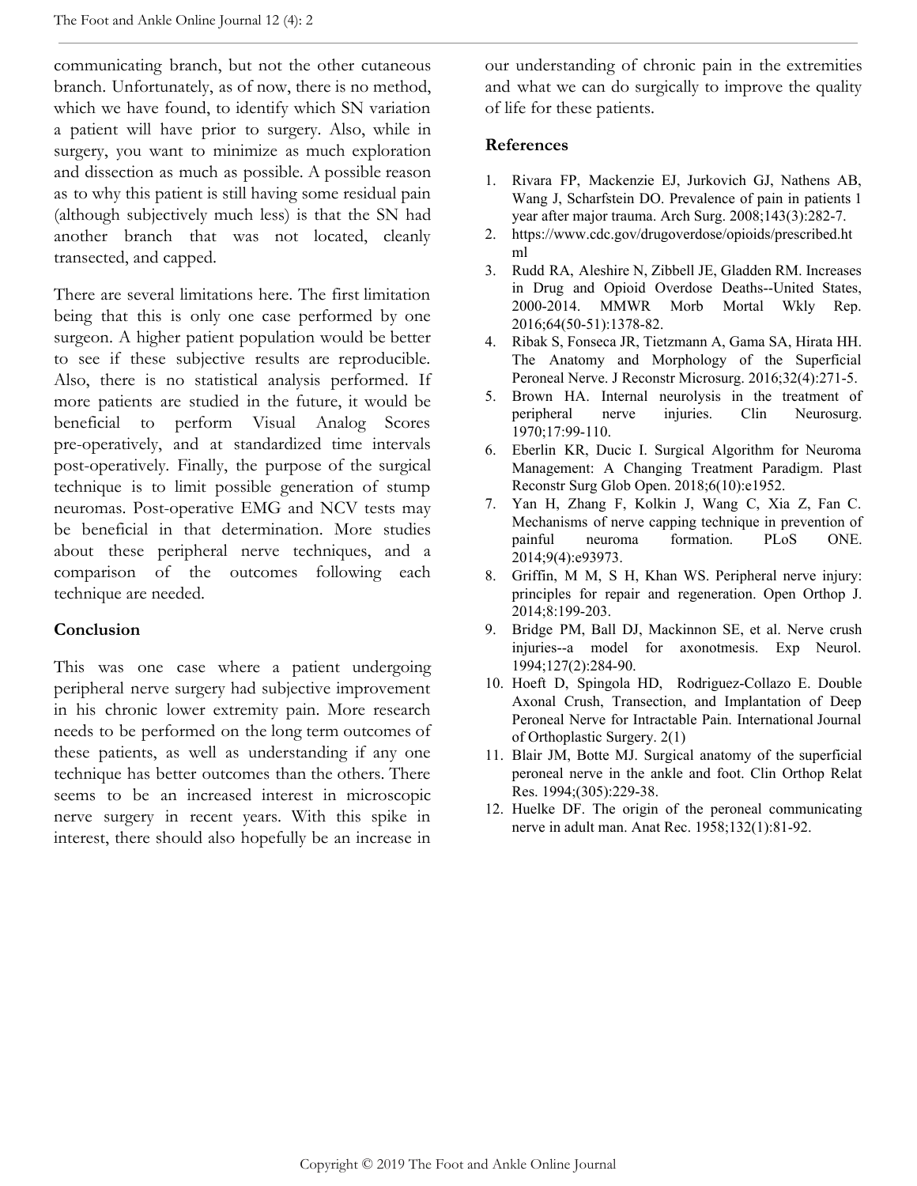communicating branch, but not the other cutaneous branch. Unfortunately, as of now, there is no method, which we have found, to identify which SN variation a patient will have prior to surgery. Also, while in surgery, you want to minimize as much exploration and dissection as much as possible. A possible reason as to why this patient is still having some residual pain (although subjectively much less) is that the SN had another branch that was not located, cleanly transected, and capped.

There are several limitations here. The first limitation being that this is only one case performed by one surgeon. A higher patient population would be better to see if these subjective results are reproducible. Also, there is no statistical analysis performed. If more patients are studied in the future, it would be beneficial to perform Visual Analog Scores pre-operatively, and at standardized time intervals post-operatively. Finally, the purpose of the surgical technique is to limit possible generation of stump neuromas. Post-operative EMG and NCV tests may be beneficial in that determination. More studies about these peripheral nerve techniques, and a comparison of the outcomes following each technique are needed.

## Conclusion

This was one case where a patient undergoing peripheral nerve surgery had subjective improvement in his chronic lower extremity pain. More research needs to be performed on the long term outcomes of these patients, as well as understanding if any one technique has better outcomes than the others. There seems to be an increased interest in microscopic nerve surgery in recent years. With this spike in interest, there should also hopefully be an increase in our understanding of chronic pain in the extremities and what we can do surgically to improve the quality of life for these patients.

## References

1. Rivara FP, Mackenzie EJ, Jurkovich GJ, Nathens AB, Wang J, Scharfstein DO. Prevalence of pain in patients 1 year after major trauma. Arch Surg. 2008;143(3):282-7.
2. https://www.cdc.gov/drugoverdose/opioids/prescribed.html
3. Rudd RA, Aleshire N, Zibbell JE, Gladden RM. Increases in Drug and Opioid Overdose Deaths--United States, 2000-2014. MMWR Morb Mortal Wkly Rep. 2016;64(50-51):1378-82.
4. Ribak S, Fonseca JR, Tietzmann A, Gama SA, Hirata HH. The Anatomy and Morphology of the Superficial Peroneal Nerve. J Reconstr Microsurg. 2016;32(4):271-5.
5. Brown HA. Internal neurolysis in the treatment of peripheral nerve injuries. Clin Neurosurg. 1970;17:99-110.
6. Eberlin KR, Ducic I. Surgical Algorithm for Neuroma Management: A Changing Treatment Paradigm. Plast Reconstr Surg Glob Open. 2018;6(10):e1952.
7. Yan H, Zhang F, Kolkin J, Wang C, Xia Z, Fan C. Mechanisms of nerve capping technique in prevention of painful neuroma formation. PLoS ONE. 2014;9(4):e93973.
8. Griffin, M M, S H, Khan WS. Peripheral nerve injury: principles for repair and regeneration. Open Orthop J. 2014;8:199-203.
9. Bridge PM, Ball DJ, Mackinnon SE, et al. Nerve crush injuries--a model for axonotmesis. Exp Neurol. 1994;127(2):284-90.
10. Hoeft D, Spingola HD, Rodriguez-Collazo E. Double Axonal Crush, Transection, and Implantation of Deep Peroneal Nerve for Intractable Pain. International Journal of Orthoplastic Surgery. 2(1)
11. Blair JM, Botte MJ. Surgical anatomy of the superficial peroneal nerve in the ankle and foot. Clin Orthop Relat Res. 1994;(305):229-38.
12. Huelke DF. The origin of the peroneal communicating nerve in adult man. Anat Rec. 1958;132(1):81-92.